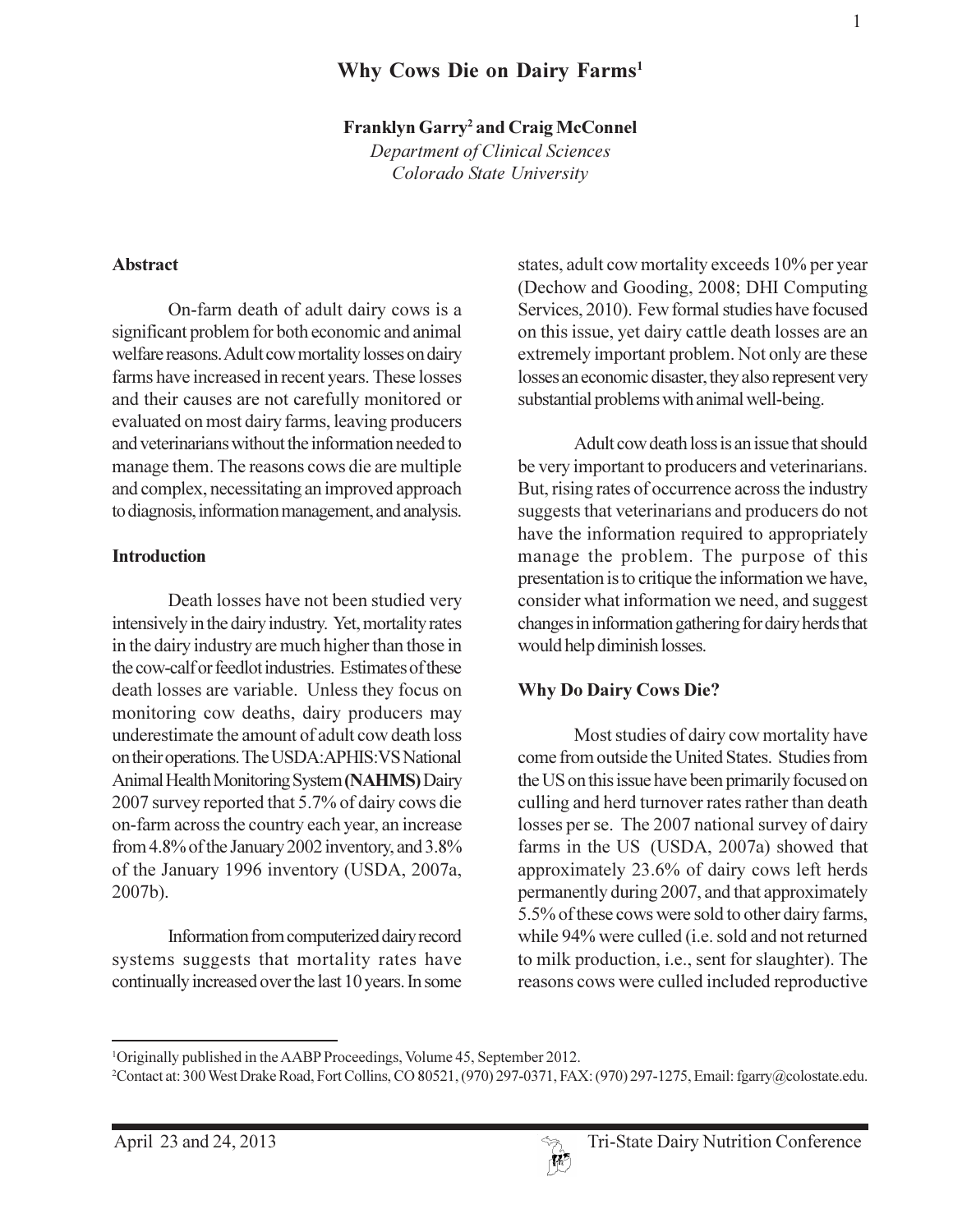# Why Cows Die on Dairy Farms[1]

**Franklyn Garry[2] and Craig McConnel**

*Department of Clinical Sciences*
*Colorado State University*

## Abstract

On-farm death of adult dairy cows is a significant problem for both economic and animal welfare reasons. Adult cow mortality losses on dairy farms have increased in recent years. These losses and their causes are not carefully monitored or evaluated on most dairy farms, leaving producers and veterinarians without the information needed to manage them. The reasons cows die are multiple and complex, necessitating an improved approach to diagnosis, information management, and analysis.

## Introduction

Death losses have not been studied very intensively in the dairy industry. Yet, mortality rates in the dairy industry are much higher than those in the cow-calf or feedlot industries. Estimates of these death losses are variable. Unless they focus on monitoring cow deaths, dairy producers may underestimate the amount of adult cow death loss on their operations. The USDA:APHIS:VS National Animal Health Monitoring System **(NAHMS)** Dairy 2007 survey reported that 5.7% of dairy cows die on-farm across the country each year, an increase from 4.8% of the January 2002 inventory, and 3.8% of the January 1996 inventory (USDA, 2007a, 2007b).

Information from computerized dairy record systems suggests that mortality rates have continually increased over the last 10 years. In some states, adult cow mortality exceeds 10% per year (Dechow and Gooding, 2008; DHI Computing Services, 2010). Few formal studies have focused on this issue, yet dairy cattle death losses are an extremely important problem. Not only are these losses an economic disaster, they also represent very substantial problems with animal well-being.

Adult cow death loss is an issue that should be very important to producers and veterinarians. But, rising rates of occurrence across the industry suggests that veterinarians and producers do not have the information required to appropriately manage the problem. The purpose of this presentation is to critique the information we have, consider what information we need, and suggest changes in information gathering for dairy herds that would help diminish losses.

## Why Do Dairy Cows Die?

Most studies of dairy cow mortality have come from outside the United States. Studies from the US on this issue have been primarily focused on culling and herd turnover rates rather than death losses per se. The 2007 national survey of dairy farms in the US (USDA, 2007a) showed that approximately 23.6% of dairy cows left herds permanently during 2007, and that approximately 5.5% of these cows were sold to other dairy farms, while 94% were culled (i.e. sold and not returned to milk production, i.e., sent for slaughter). The reasons cows were culled included reproductive

---

[1]Originally published in the AABP Proceedings, Volume 45, September 2012.

[2]Contact at: 300 West Drake Road, Fort Collins, CO 80521, (970) 297-0371, FAX: (970) 297-1275, Email: fgarry@colostate.edu.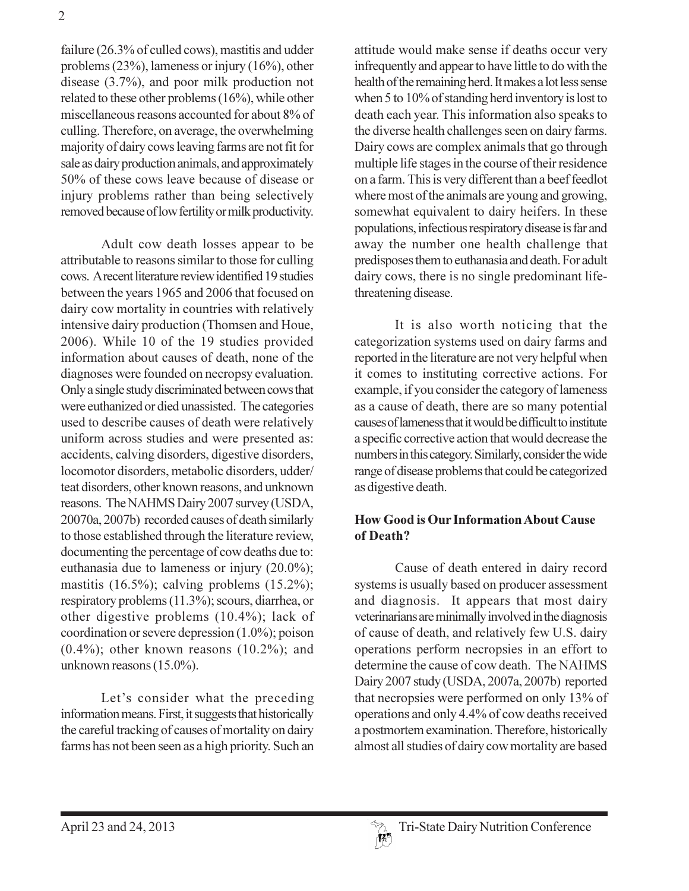failure (26.3% of culled cows), mastitis and udder problems (23%), lameness or injury (16%), other disease (3.7%), and poor milk production not related to these other problems (16%), while other miscellaneous reasons accounted for about 8% of culling. Therefore, on average, the overwhelming majority of dairy cows leaving farms are not fit for sale as dairy production animals, and approximately 50% of these cows leave because of disease or injury problems rather than being selectively removed because of low fertility or milk productivity.

Adult cow death losses appear to be attributable to reasons similar to those for culling cows. A recent literature review identified 19 studies between the years 1965 and 2006 that focused on dairy cow mortality in countries with relatively intensive dairy production (Thomsen and Houe, 2006). While 10 of the 19 studies provided information about causes of death, none of the diagnoses were founded on necropsy evaluation. Only a single study discriminated between cows that were euthanized or died unassisted. The categories used to describe causes of death were relatively uniform across studies and were presented as: accidents, calving disorders, digestive disorders, locomotor disorders, metabolic disorders, udder/teat disorders, other known reasons, and unknown reasons. The NAHMS Dairy 2007 survey (USDA, 20070a, 2007b) recorded causes of death similarly to those established through the literature review, documenting the percentage of cow deaths due to: euthanasia due to lameness or injury (20.0%); mastitis (16.5%); calving problems (15.2%); respiratory problems (11.3%); scours, diarrhea, or other digestive problems (10.4%); lack of coordination or severe depression (1.0%); poison (0.4%); other known reasons (10.2%); and unknown reasons (15.0%).

Let's consider what the preceding information means. First, it suggests that historically the careful tracking of causes of mortality on dairy farms has not been seen as a high priority. Such an attitude would make sense if deaths occur very infrequently and appear to have little to do with the health of the remaining herd. It makes a lot less sense when 5 to 10% of standing herd inventory is lost to death each year. This information also speaks to the diverse health challenges seen on dairy farms. Dairy cows are complex animals that go through multiple life stages in the course of their residence on a farm. This is very different than a beef feedlot where most of the animals are young and growing, somewhat equivalent to dairy heifers. In these populations, infectious respiratory disease is far and away the number one health challenge that predisposes them to euthanasia and death. For adult dairy cows, there is no single predominant life-threatening disease.

It is also worth noticing that the categorization systems used on dairy farms and reported in the literature are not very helpful when it comes to instituting corrective actions. For example, if you consider the category of lameness as a cause of death, there are so many potential causes of lameness that it would be difficult to institute a specific corrective action that would decrease the numbers in this category. Similarly, consider the wide range of disease problems that could be categorized as digestive death.

**How Good is Our Information About Cause of Death?**

Cause of death entered in dairy record systems is usually based on producer assessment and diagnosis. It appears that most dairy veterinarians are minimally involved in the diagnosis of cause of death, and relatively few U.S. dairy operations perform necropsies in an effort to determine the cause of cow death. The NAHMS Dairy 2007 study (USDA, 2007a, 2007b) reported that necropsies were performed on only 13% of operations and only 4.4% of cow deaths received a postmortem examination. Therefore, historically almost all studies of dairy cow mortality are based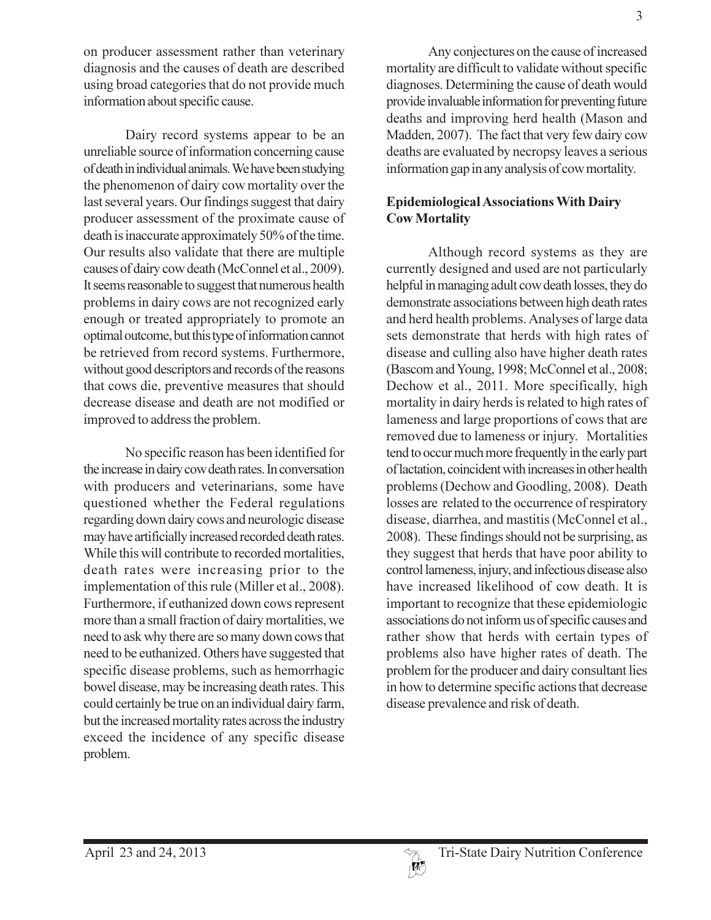on producer assessment rather than veterinary diagnosis and the causes of death are described using broad categories that do not provide much information about specific cause.

Dairy record systems appear to be an unreliable source of information concerning cause of death in individual animals. We have been studying the phenomenon of dairy cow mortality over the last several years. Our findings suggest that dairy producer assessment of the proximate cause of death is inaccurate approximately 50% of the time. Our results also validate that there are multiple causes of dairy cow death (McConnel et al., 2009). It seems reasonable to suggest that numerous health problems in dairy cows are not recognized early enough or treated appropriately to promote an optimal outcome, but this type of information cannot be retrieved from record systems. Furthermore, without good descriptors and records of the reasons that cows die, preventive measures that should decrease disease and death are not modified or improved to address the problem.

No specific reason has been identified for the increase in dairy cow death rates. In conversation with producers and veterinarians, some have questioned whether the Federal regulations regarding down dairy cows and neurologic disease may have artificially increased recorded death rates. While this will contribute to recorded mortalities, death rates were increasing prior to the implementation of this rule (Miller et al., 2008). Furthermore, if euthanized down cows represent more than a small fraction of dairy mortalities, we need to ask why there are so many down cows that need to be euthanized. Others have suggested that specific disease problems, such as hemorrhagic bowel disease, may be increasing death rates. This could certainly be true on an individual dairy farm, but the increased mortality rates across the industry exceed the incidence of any specific disease problem.

Any conjectures on the cause of increased mortality are difficult to validate without specific diagnoses. Determining the cause of death would provide invaluable information for preventing future deaths and improving herd health (Mason and Madden, 2007). The fact that very few dairy cow deaths are evaluated by necropsy leaves a serious information gap in any analysis of cow mortality.

## Epidemiological Associations With Dairy Cow Mortality

Although record systems as they are currently designed and used are not particularly helpful in managing adult cow death losses, they do demonstrate associations between high death rates and herd health problems. Analyses of large data sets demonstrate that herds with high rates of disease and culling also have higher death rates (Bascom and Young, 1998; McConnel et al., 2008; Dechow et al., 2011. More specifically, high mortality in dairy herds is related to high rates of lameness and large proportions of cows that are removed due to lameness or injury. Mortalities tend to occur much more frequently in the early part of lactation, coincident with increases in other health problems (Dechow and Goodling, 2008). Death losses are related to the occurrence of respiratory disease, diarrhea, and mastitis (McConnel et al., 2008). These findings should not be surprising, as they suggest that herds that have poor ability to control lameness, injury, and infectious disease also have increased likelihood of cow death. It is important to recognize that these epidemiologic associations do not inform us of specific causes and rather show that herds with certain types of problems also have higher rates of death. The problem for the producer and dairy consultant lies in how to determine specific actions that decrease disease prevalence and risk of death.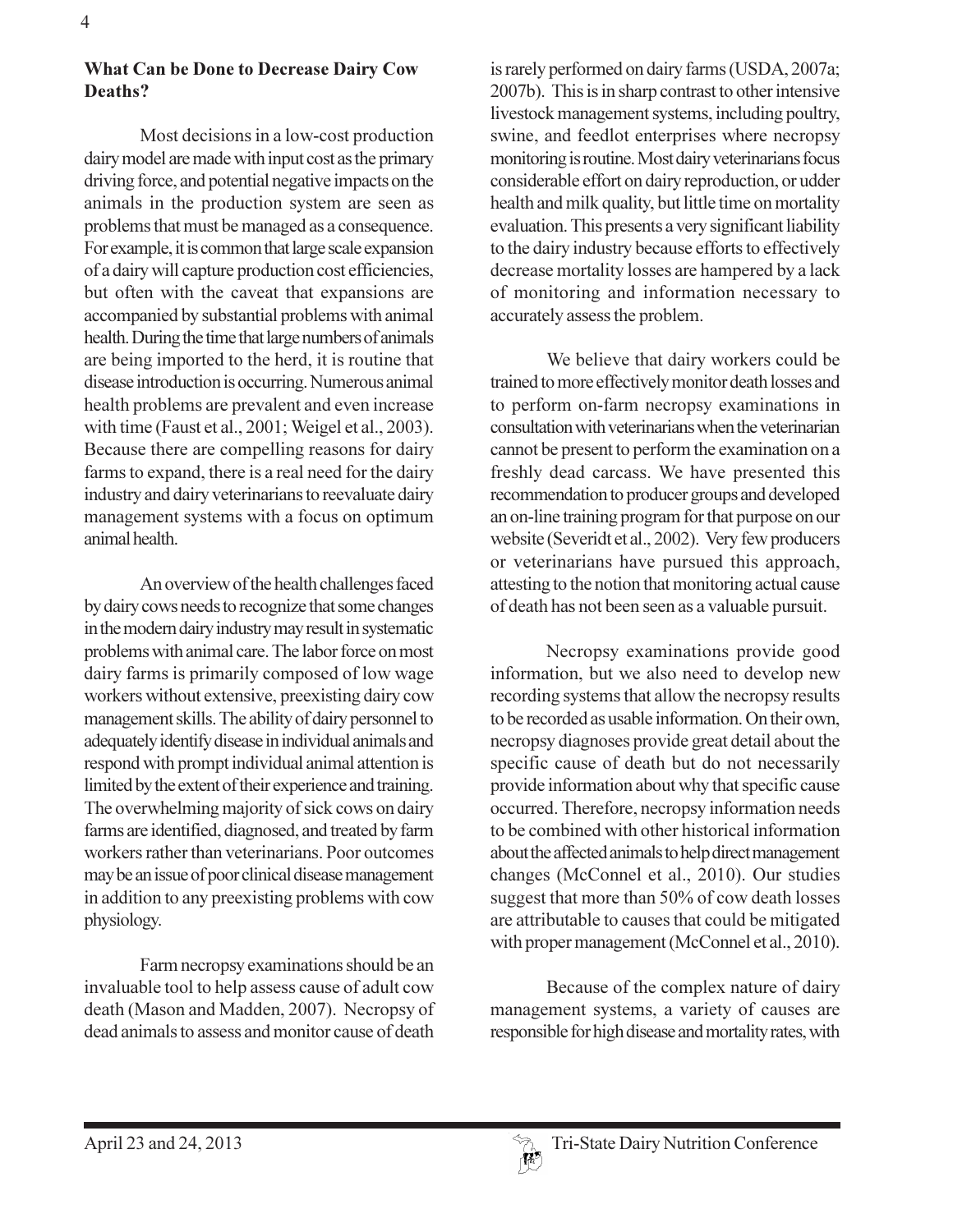### What Can be Done to Decrease Dairy Cow Deaths?

Most decisions in a low-cost production dairy model are made with input cost as the primary driving force, and potential negative impacts on the animals in the production system are seen as problems that must be managed as a consequence. For example, it is common that large scale expansion of a dairy will capture production cost efficiencies, but often with the caveat that expansions are accompanied by substantial problems with animal health. During the time that large numbers of animals are being imported to the herd, it is routine that disease introduction is occurring. Numerous animal health problems are prevalent and even increase with time (Faust et al., 2001; Weigel et al., 2003). Because there are compelling reasons for dairy farms to expand, there is a real need for the dairy industry and dairy veterinarians to reevaluate dairy management systems with a focus on optimum animal health.

An overview of the health challenges faced by dairy cows needs to recognize that some changes in the modern dairy industry may result in systematic problems with animal care. The labor force on most dairy farms is primarily composed of low wage workers without extensive, preexisting dairy cow management skills. The ability of dairy personnel to adequately identify disease in individual animals and respond with prompt individual animal attention is limited by the extent of their experience and training. The overwhelming majority of sick cows on dairy farms are identified, diagnosed, and treated by farm workers rather than veterinarians. Poor outcomes may be an issue of poor clinical disease management in addition to any preexisting problems with cow physiology.

Farm necropsy examinations should be an invaluable tool to help assess cause of adult cow death (Mason and Madden, 2007). Necropsy of dead animals to assess and monitor cause of death is rarely performed on dairy farms (USDA, 2007a; 2007b). This is in sharp contrast to other intensive livestock management systems, including poultry, swine, and feedlot enterprises where necropsy monitoring is routine. Most dairy veterinarians focus considerable effort on dairy reproduction, or udder health and milk quality, but little time on mortality evaluation. This presents a very significant liability to the dairy industry because efforts to effectively decrease mortality losses are hampered by a lack of monitoring and information necessary to accurately assess the problem.

We believe that dairy workers could be trained to more effectively monitor death losses and to perform on-farm necropsy examinations in consultation with veterinarians when the veterinarian cannot be present to perform the examination on a freshly dead carcass. We have presented this recommendation to producer groups and developed an on-line training program for that purpose on our website (Severidt et al., 2002). Very few producers or veterinarians have pursued this approach, attesting to the notion that monitoring actual cause of death has not been seen as a valuable pursuit.

Necropsy examinations provide good information, but we also need to develop new recording systems that allow the necropsy results to be recorded as usable information. On their own, necropsy diagnoses provide great detail about the specific cause of death but do not necessarily provide information about why that specific cause occurred. Therefore, necropsy information needs to be combined with other historical information about the affected animals to help direct management changes (McConnel et al., 2010). Our studies suggest that more than 50% of cow death losses are attributable to causes that could be mitigated with proper management (McConnel et al., 2010).

Because of the complex nature of dairy management systems, a variety of causes are responsible for high disease and mortality rates, with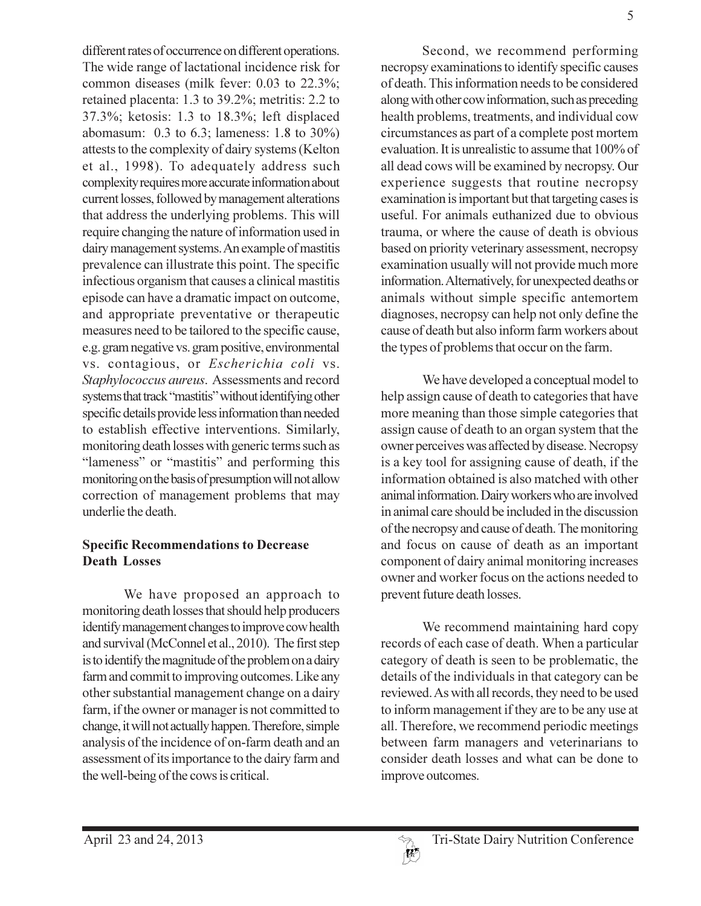different rates of occurrence on different operations. The wide range of lactational incidence risk for common diseases (milk fever: 0.03 to 22.3%; retained placenta: 1.3 to 39.2%; metritis: 2.2 to 37.3%; ketosis: 1.3 to 18.3%; left displaced abomasum: 0.3 to 6.3; lameness: 1.8 to 30%) attests to the complexity of dairy systems (Kelton et al., 1998). To adequately address such complexity requires more accurate information about current losses, followed by management alterations that address the underlying problems. This will require changing the nature of information used in dairy management systems. An example of mastitis prevalence can illustrate this point. The specific infectious organism that causes a clinical mastitis episode can have a dramatic impact on outcome, and appropriate preventative or therapeutic measures need to be tailored to the specific cause, e.g. gram negative vs. gram positive, environmental vs. contagious, or *Escherichia coli* vs. *Staphylococcus aureus*. Assessments and record systems that track "mastitis" without identifying other specific details provide less information than needed to establish effective interventions. Similarly, monitoring death losses with generic terms such as "lameness" or "mastitis" and performing this monitoring on the basis of presumption will not allow correction of management problems that may underlie the death.

## Specific Recommendations to Decrease Death Losses

We have proposed an approach to monitoring death losses that should help producers identify management changes to improve cow health and survival (McConnel et al., 2010). The first step is to identify the magnitude of the problem on a dairy farm and commit to improving outcomes. Like any other substantial management change on a dairy farm, if the owner or manager is not committed to change, it will not actually happen. Therefore, simple analysis of the incidence of on-farm death and an assessment of its importance to the dairy farm and the well-being of the cows is critical.

Second, we recommend performing necropsy examinations to identify specific causes of death. This information needs to be considered along with other cow information, such as preceding health problems, treatments, and individual cow circumstances as part of a complete post mortem evaluation. It is unrealistic to assume that 100% of all dead cows will be examined by necropsy. Our experience suggests that routine necropsy examination is important but that targeting cases is useful. For animals euthanized due to obvious trauma, or where the cause of death is obvious based on priority veterinary assessment, necropsy examination usually will not provide much more information. Alternatively, for unexpected deaths or animals without simple specific antemortem diagnoses, necropsy can help not only define the cause of death but also inform farm workers about the types of problems that occur on the farm.

We have developed a conceptual model to help assign cause of death to categories that have more meaning than those simple categories that assign cause of death to an organ system that the owner perceives was affected by disease. Necropsy is a key tool for assigning cause of death, if the information obtained is also matched with other animal information. Dairy workers who are involved in animal care should be included in the discussion of the necropsy and cause of death. The monitoring and focus on cause of death as an important component of dairy animal monitoring increases owner and worker focus on the actions needed to prevent future death losses.

We recommend maintaining hard copy records of each case of death. When a particular category of death is seen to be problematic, the details of the individuals in that category can be reviewed. As with all records, they need to be used to inform management if they are to be any use at all. Therefore, we recommend periodic meetings between farm managers and veterinarians to consider death losses and what can be done to improve outcomes.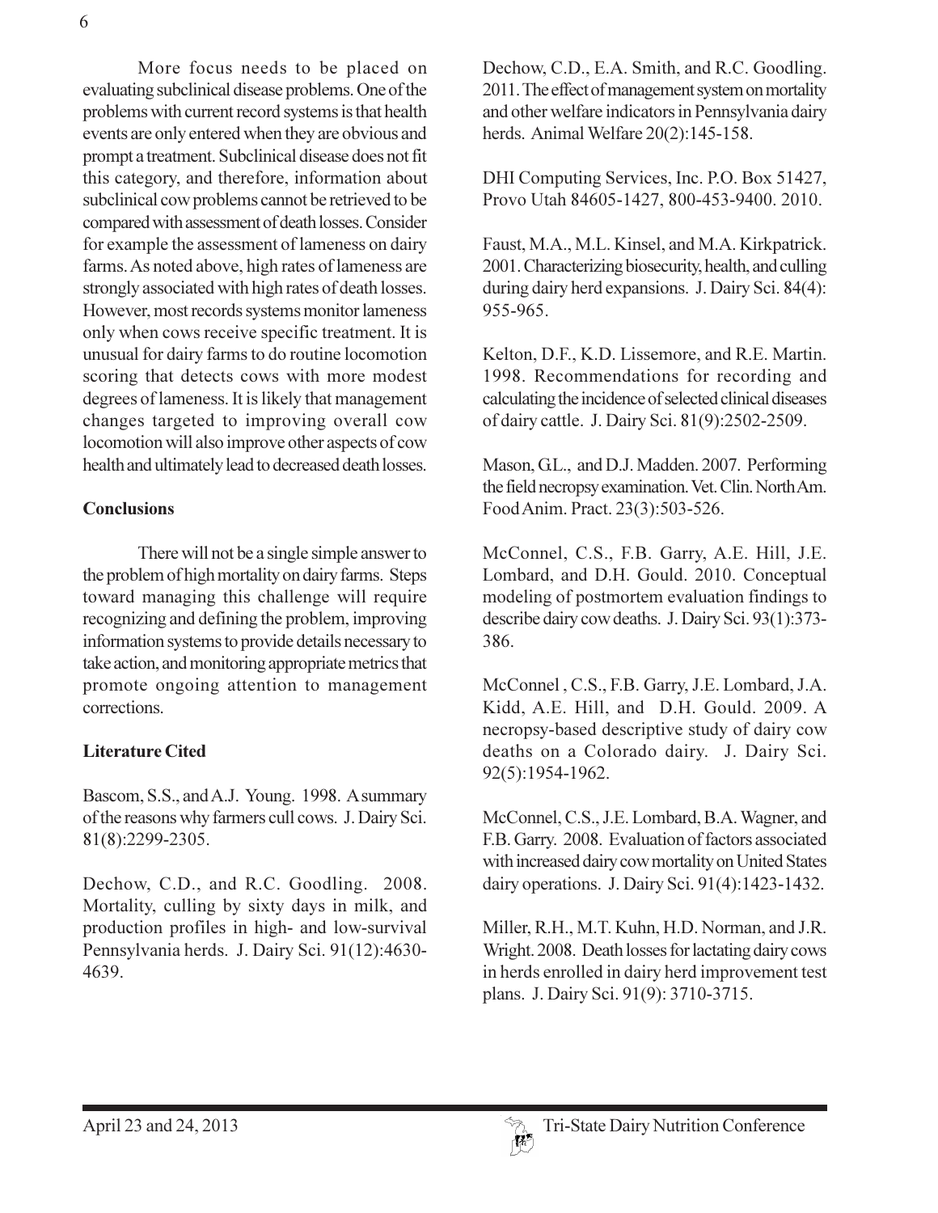More focus needs to be placed on evaluating subclinical disease problems. One of the problems with current record systems is that health events are only entered when they are obvious and prompt a treatment. Subclinical disease does not fit this category, and therefore, information about subclinical cow problems cannot be retrieved to be compared with assessment of death losses. Consider for example the assessment of lameness on dairy farms. As noted above, high rates of lameness are strongly associated with high rates of death losses. However, most records systems monitor lameness only when cows receive specific treatment. It is unusual for dairy farms to do routine locomotion scoring that detects cows with more modest degrees of lameness. It is likely that management changes targeted to improving overall cow locomotion will also improve other aspects of cow health and ultimately lead to decreased death losses.

**Conclusions**

There will not be a single simple answer to the problem of high mortality on dairy farms. Steps toward managing this challenge will require recognizing and defining the problem, improving information systems to provide details necessary to take action, and monitoring appropriate metrics that promote ongoing attention to management corrections.

**Literature Cited**

Bascom, S.S., and A.J. Young. 1998. A summary of the reasons why farmers cull cows. J. Dairy Sci. 81(8):2299-2305.

Dechow, C.D., and R.C. Goodling. 2008. Mortality, culling by sixty days in milk, and production profiles in high- and low-survival Pennsylvania herds. J. Dairy Sci. 91(12):4630-4639.

Dechow, C.D., E.A. Smith, and R.C. Goodling. 2011. The effect of management system on mortality and other welfare indicators in Pennsylvania dairy herds. Animal Welfare 20(2):145-158.

DHI Computing Services, Inc. P.O. Box 51427, Provo Utah 84605-1427, 800-453-9400. 2010.

Faust, M.A., M.L. Kinsel, and M.A. Kirkpatrick. 2001. Characterizing biosecurity, health, and culling during dairy herd expansions. J. Dairy Sci. 84(4): 955-965.

Kelton, D.F., K.D. Lissemore, and R.E. Martin. 1998. Recommendations for recording and calculating the incidence of selected clinical diseases of dairy cattle. J. Dairy Sci. 81(9):2502-2509.

Mason, G.L., and D.J. Madden. 2007. Performing the field necropsy examination. Vet. Clin. North Am. Food Anim. Pract. 23(3):503-526.

McConnel, C.S., F.B. Garry, A.E. Hill, J.E. Lombard, and D.H. Gould. 2010. Conceptual modeling of postmortem evaluation findings to describe dairy cow deaths. J. Dairy Sci. 93(1):373-386.

McConnel , C.S., F.B. Garry, J.E. Lombard, J.A. Kidd, A.E. Hill, and D.H. Gould. 2009. A necropsy-based descriptive study of dairy cow deaths on a Colorado dairy. J. Dairy Sci. 92(5):1954-1962.

McConnel, C.S., J.E. Lombard, B.A. Wagner, and F.B. Garry. 2008. Evaluation of factors associated with increased dairy cow mortality on United States dairy operations. J. Dairy Sci. 91(4):1423-1432.

Miller, R.H., M.T. Kuhn, H.D. Norman, and J.R. Wright. 2008. Death losses for lactating dairy cows in herds enrolled in dairy herd improvement test plans. J. Dairy Sci. 91(9): 3710-3715.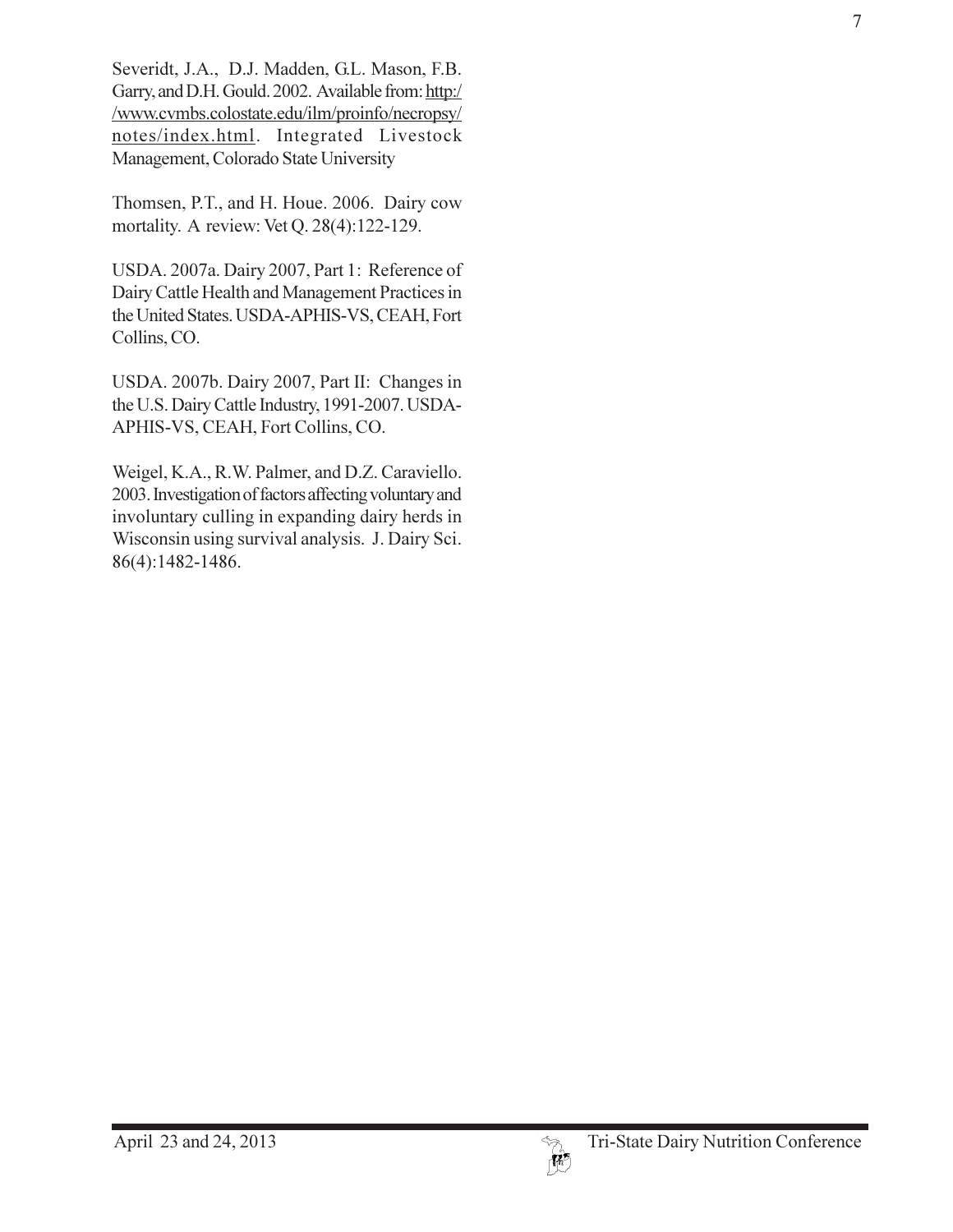Severidt, J.A., D.J. Madden, G.L. Mason, F.B. Garry, and D.H. Gould. 2002. Available from: http://www.cvmbs.colostate.edu/ilm/proinfo/necropsy/notes/index.html. Integrated Livestock Management, Colorado State University

Thomsen, P.T., and H. Houe. 2006. Dairy cow mortality. A review: Vet Q. 28(4):122-129.

USDA. 2007a. Dairy 2007, Part 1: Reference of Dairy Cattle Health and Management Practices in the United States. USDA-APHIS-VS, CEAH, Fort Collins, CO.

USDA. 2007b. Dairy 2007, Part II: Changes in the U.S. Dairy Cattle Industry, 1991-2007. USDA-APHIS-VS, CEAH, Fort Collins, CO.

Weigel, K.A., R.W. Palmer, and D.Z. Caraviello. 2003. Investigation of factors affecting voluntary and involuntary culling in expanding dairy herds in Wisconsin using survival analysis. J. Dairy Sci. 86(4):1482-1486.